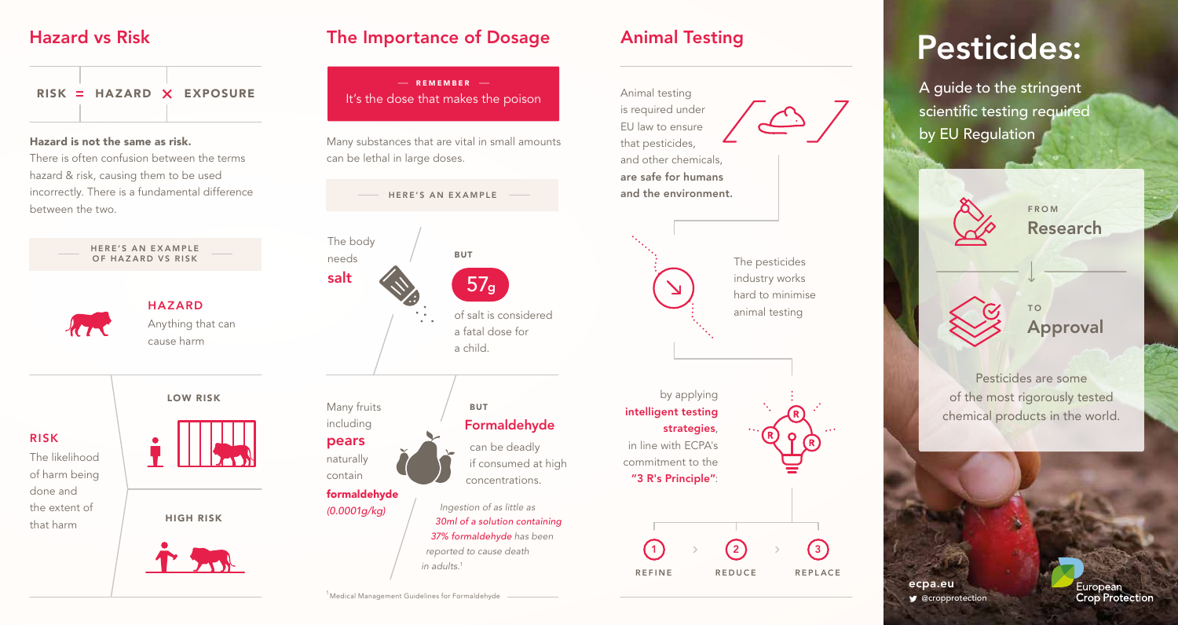## Hazard vs Risk

**RISK = HAZARD × EXPOSURE**

**Hazard is not the same as risk.**
There is often confusion between the terms hazard & risk, causing them to be used incorrectly. There is a fundamental difference between the two.

HERE'S AN EXAMPLE OF HAZARD VS RISK

**HAZARD**
Anything that can cause harm

**RISK**
The likelihood of harm being done and the extent of that harm

LOW RISK

HIGH RISK

## The Importance of Dosage

— REMEMBER —
It's the dose that makes the poison

Many substances that are vital in small amounts can be lethal in large doses.

HERE'S AN EXAMPLE

The body needs **salt**

BUT

**57g** of salt is considered a fatal dose for a child.

Many fruits including **pears** naturally contain **formaldehyde** *(0.0001g/kg)*

BUT

**Formaldehyde** can be deadly if consumed at high concentrations.

*Ingestion of as little as 30ml of a solution containing 37% formaldehyde has been reported to cause death in adults.[1]*

[1] Medical Management Guidelines for Formaldehyde

## Animal Testing

Animal testing is required under EU law to ensure that pesticides, and other chemicals, **are safe for humans and the environment.**

The pesticides industry works hard to minimise animal testing

by applying **intelligent testing strategies**, in line with ECPA's commitment to the **"3 R's Principle"**:

1. REFINE
2. REDUCE
3. REPLACE

# Pesticides:

A guide to the stringent scientific testing required by EU Regulation

FROM **Research**

TO **Approval**

Pesticides are some of the most rigorously tested chemical products in the world.

ecpa.eu
@cropprotection

European Crop Protection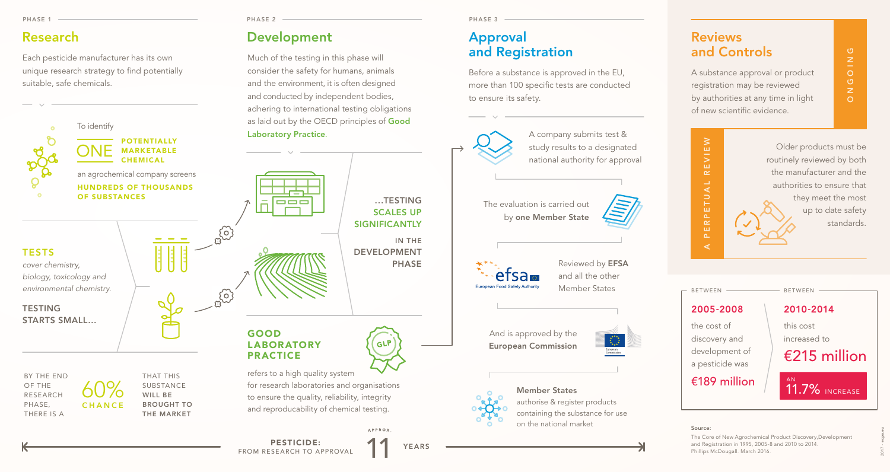PHASE 1

## Research

Each pesticide manufacturer has its own unique research strategy to find potentially suitable, safe chemicals.

To identify ONE **POTENTIALLY MARKETABLE CHEMICAL** an agrochemical company screens **HUNDREDS OF THOUSANDS OF SUBSTANCES**

**TESTS**

*cover chemistry, biology, toxicology and environmental chemistry.*

**TESTING STARTS SMALL...**

BY THE END OF THE RESEARCH PHASE, THERE IS A 60% CHANCE THAT THIS SUBSTANCE **WILL BE BROUGHT TO THE MARKET**

PHASE 2

## Development

Much of the testing in this phase will consider the safety for humans, animals and the environment, it is often designed and conducted by independent bodies, adhering to international testing obligations as laid out by the OECD principles of **Good Laboratory Practice**.

**...TESTING SCALES UP SIGNIFICANTLY IN THE DEVELOPMENT PHASE**

### GOOD LABORATORY PRACTICE

GLP

refers to a high quality system for research laboratories and organisations to ensure the quality, reliability, integrity and reproducability of chemical testing.

PHASE 3

## Approval and Registration

Before a substance is approved in the EU, more than 100 specific tests are conducted to ensure its safety.

A company submits test & study results to a designated national authority for approval

The evaluation is carried out by **one Member State**

Reviewed by **EFSA** and all the other Member States

efsa European Food Safety Authority

And is approved by the **European Commission**

**Member States** authorise & register products containing the substance for use on the national market

**PESTICIDE:** FROM RESEARCH TO APPROVAL APPROX. 11 YEARS

## Reviews and Controls

ONGOING

A substance approval or product registration may be reviewed by authorities at any time in light of new scientific evidence.

A PERPETUAL REVIEW

Older products must be routinely reviewed by both the manufacturer and the authorities to ensure that they meet the most up to date safety standards.

BETWEEN **2005-2008** the cost of discovery and development of a pesticide was **€189 million**

BETWEEN **2010-2014** this cost increased to **€215 million**

AN 11.7% INCREASE

**Source:**

The Core of New Agrochemical Product Discovery,Development and Registration in 1995, 2005-8 and 2010 to 2014. Phillips McDougall. March 2016.

2017 · ecpa.eu